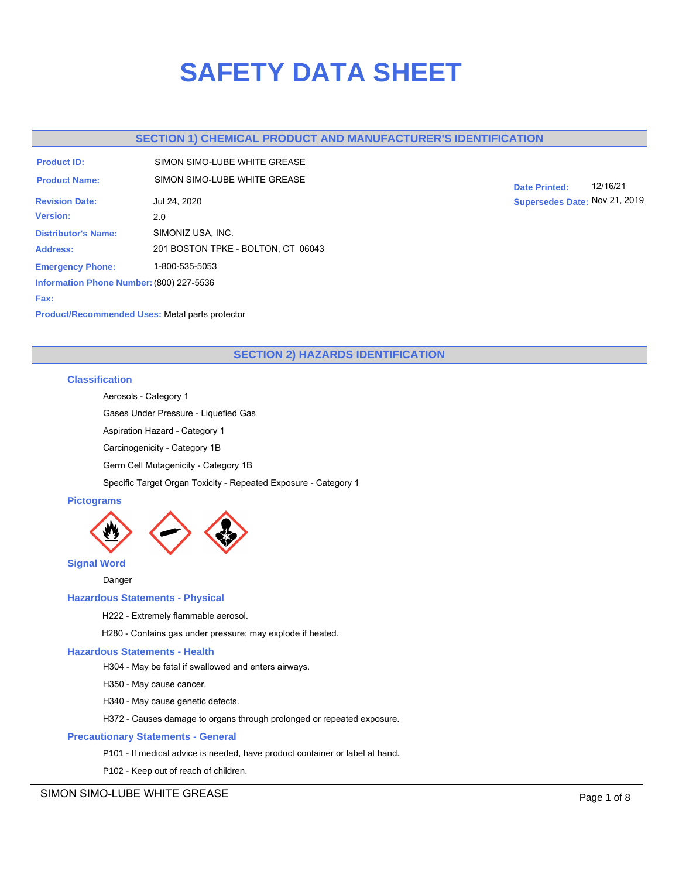# SAFETY DATA SHEET

## SECTION 1) CHEMICAL PRODUCT AND MANUFACTURER'S IDENTIFICATION

**Product ID:** SIMON SIMO-LUBE WHITE GREASE

**Product Name:** SIMON SIMO-LUBE WHITE GREASE

**Date Printed:** 12/16/21

**Supersedes Date:** Nov 21, 2019

**Revision Date:** Jul 24, 2020

**Version:** 2.0

**Distributor's Name:** SIMONIZ USA, INC.

**Address:** 201 BOSTON TPKE - BOLTON, CT 06043

**Emergency Phone:** 1-800-535-5053

**Information Phone Number:** (800) 227-5536

**Fax:**

**Product/Recommended Uses:** Metal parts protector

## SECTION 2) HAZARDS IDENTIFICATION

### Classification

Aerosols - Category 1

Gases Under Pressure - Liquefied Gas

Aspiration Hazard - Category 1

Carcinogenicity - Category 1B

Germ Cell Mutagenicity - Category 1B

Specific Target Organ Toxicity - Repeated Exposure - Category 1

### Pictograms

### Signal Word

Danger

### Hazardous Statements - Physical

H222 - Extremely flammable aerosol.

H280 - Contains gas under pressure; may explode if heated.

### Hazardous Statements - Health

H304 - May be fatal if swallowed and enters airways.

H350 - May cause cancer.

H340 - May cause genetic defects.

H372 - Causes damage to organs through prolonged or repeated exposure.

### Precautionary Statements - General

P101 - If medical advice is needed, have product container or label at hand.

P102 - Keep out of reach of children.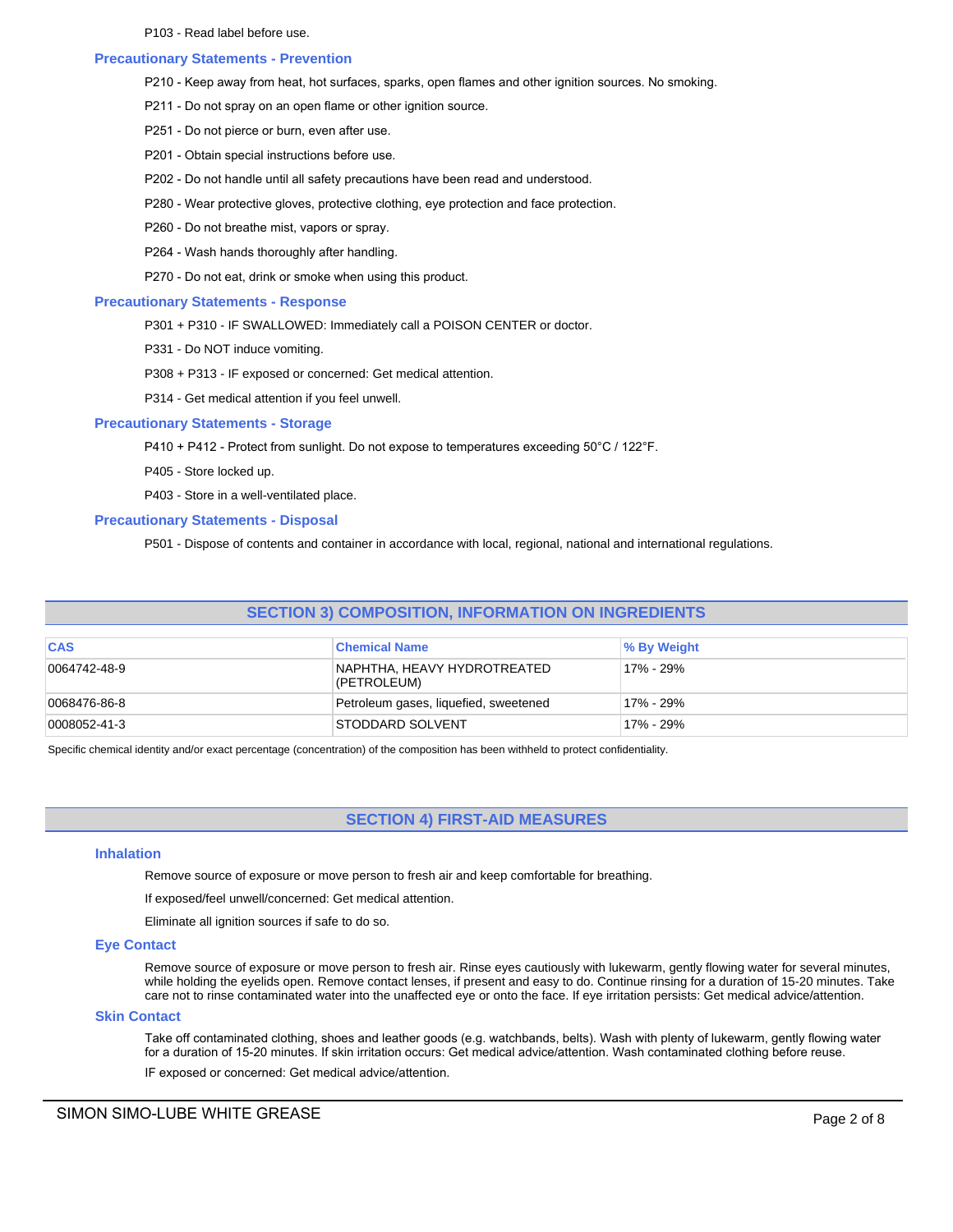P103 - Read label before use.

### Precautionary Statements - Prevention

P210 - Keep away from heat, hot surfaces, sparks, open flames and other ignition sources. No smoking.

P211 - Do not spray on an open flame or other ignition source.

P251 - Do not pierce or burn, even after use.

P201 - Obtain special instructions before use.

P202 - Do not handle until all safety precautions have been read and understood.

P280 - Wear protective gloves, protective clothing, eye protection and face protection.

P260 - Do not breathe mist, vapors or spray.

P264 - Wash hands thoroughly after handling.

P270 - Do not eat, drink or smoke when using this product.

### Precautionary Statements - Response

P301 + P310 - IF SWALLOWED: Immediately call a POISON CENTER or doctor.

P331 - Do NOT induce vomiting.

P308 + P313 - IF exposed or concerned: Get medical attention.

P314 - Get medical attention if you feel unwell.

### Precautionary Statements - Storage

P410 + P412 - Protect from sunlight. Do not expose to temperatures exceeding 50°C / 122°F.

P405 - Store locked up.

P403 - Store in a well-ventilated place.

### Precautionary Statements - Disposal

P501 - Dispose of contents and container in accordance with local, regional, national and international regulations.

## SECTION 3) COMPOSITION, INFORMATION ON INGREDIENTS

| CAS | Chemical Name | % By Weight |
|---|---|---|
| 0064742-48-9 | NAPHTHA, HEAVY HYDROTREATED (PETROLEUM) | 17% - 29% |
| 0068476-86-8 | Petroleum gases, liquefied, sweetened | 17% - 29% |
| 0008052-41-3 | STODDARD SOLVENT | 17% - 29% |

Specific chemical identity and/or exact percentage (concentration) of the composition has been withheld to protect confidentiality.

## SECTION 4) FIRST-AID MEASURES

### Inhalation

Remove source of exposure or move person to fresh air and keep comfortable for breathing.

If exposed/feel unwell/concerned: Get medical attention.

Eliminate all ignition sources if safe to do so.

### Eye Contact

Remove source of exposure or move person to fresh air. Rinse eyes cautiously with lukewarm, gently flowing water for several minutes, while holding the eyelids open. Remove contact lenses, if present and easy to do. Continue rinsing for a duration of 15-20 minutes. Take care not to rinse contaminated water into the unaffected eye or onto the face. If eye irritation persists: Get medical advice/attention.

### Skin Contact

Take off contaminated clothing, shoes and leather goods (e.g. watchbands, belts). Wash with plenty of lukewarm, gently flowing water for a duration of 15-20 minutes. If skin irritation occurs: Get medical advice/attention. Wash contaminated clothing before reuse.

IF exposed or concerned: Get medical advice/attention.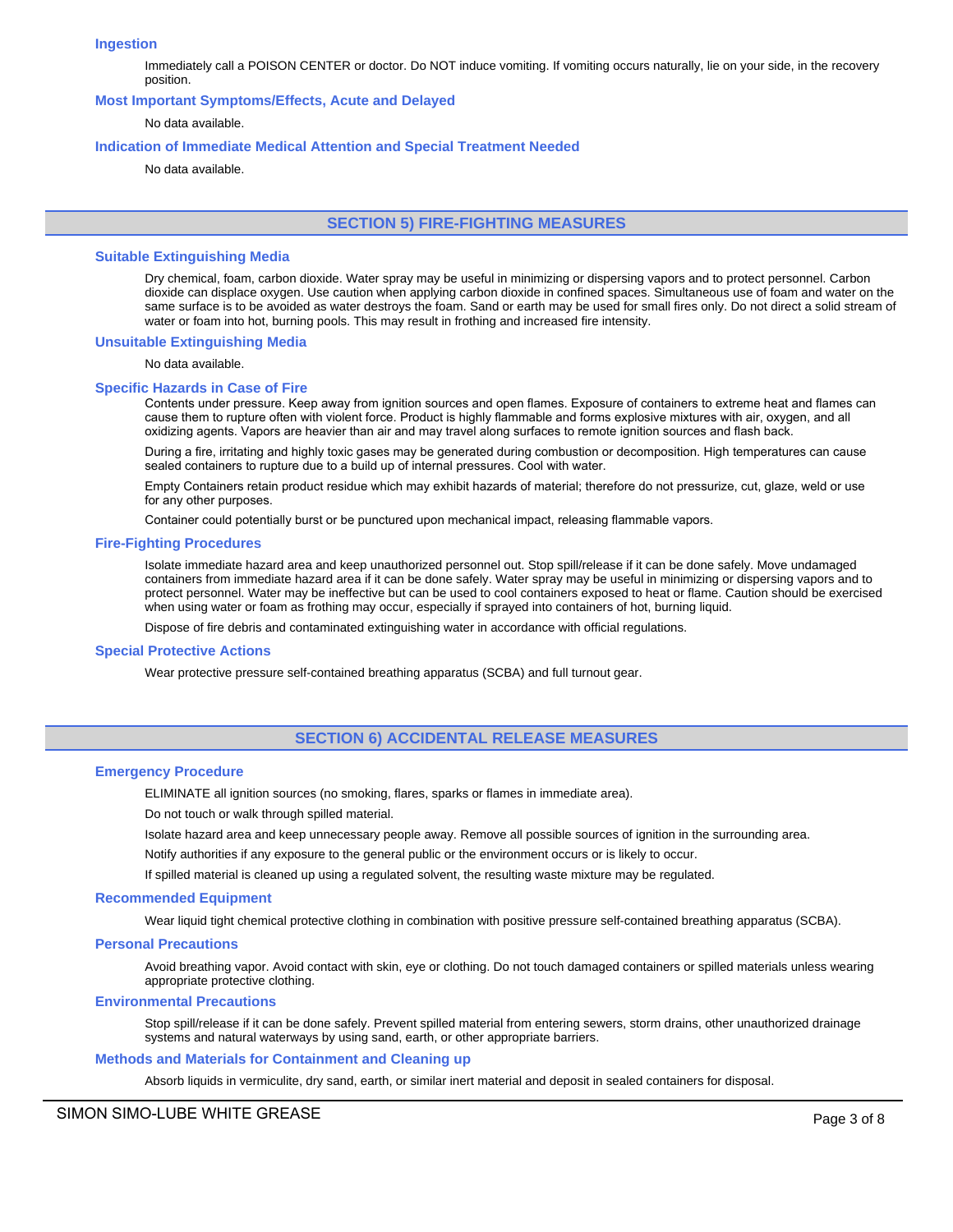### Ingestion

Immediately call a POISON CENTER or doctor. Do NOT induce vomiting. If vomiting occurs naturally, lie on your side, in the recovery position.

### Most Important Symptoms/Effects, Acute and Delayed

No data available.

### Indication of Immediate Medical Attention and Special Treatment Needed

No data available.

## SECTION 5) FIRE-FIGHTING MEASURES

### Suitable Extinguishing Media

Dry chemical, foam, carbon dioxide. Water spray may be useful in minimizing or dispersing vapors and to protect personnel. Carbon dioxide can displace oxygen. Use caution when applying carbon dioxide in confined spaces. Simultaneous use of foam and water on the same surface is to be avoided as water destroys the foam. Sand or earth may be used for small fires only. Do not direct a solid stream of water or foam into hot, burning pools. This may result in frothing and increased fire intensity.

### Unsuitable Extinguishing Media

No data available.

### Specific Hazards in Case of Fire

Contents under pressure. Keep away from ignition sources and open flames. Exposure of containers to extreme heat and flames can cause them to rupture often with violent force. Product is highly flammable and forms explosive mixtures with air, oxygen, and all oxidizing agents. Vapors are heavier than air and may travel along surfaces to remote ignition sources and flash back.

During a fire, irritating and highly toxic gases may be generated during combustion or decomposition. High temperatures can cause sealed containers to rupture due to a build up of internal pressures. Cool with water.

Empty Containers retain product residue which may exhibit hazards of material; therefore do not pressurize, cut, glaze, weld or use for any other purposes.

Container could potentially burst or be punctured upon mechanical impact, releasing flammable vapors.

### Fire-Fighting Procedures

Isolate immediate hazard area and keep unauthorized personnel out. Stop spill/release if it can be done safely. Move undamaged containers from immediate hazard area if it can be done safely. Water spray may be useful in minimizing or dispersing vapors and to protect personnel. Water may be ineffective but can be used to cool containers exposed to heat or flame. Caution should be exercised when using water or foam as frothing may occur, especially if sprayed into containers of hot, burning liquid.

Dispose of fire debris and contaminated extinguishing water in accordance with official regulations.

### Special Protective Actions

Wear protective pressure self-contained breathing apparatus (SCBA) and full turnout gear.

## SECTION 6) ACCIDENTAL RELEASE MEASURES

### Emergency Procedure

ELIMINATE all ignition sources (no smoking, flares, sparks or flames in immediate area).

Do not touch or walk through spilled material.

Isolate hazard area and keep unnecessary people away. Remove all possible sources of ignition in the surrounding area.

Notify authorities if any exposure to the general public or the environment occurs or is likely to occur.

If spilled material is cleaned up using a regulated solvent, the resulting waste mixture may be regulated.

### Recommended Equipment

Wear liquid tight chemical protective clothing in combination with positive pressure self-contained breathing apparatus (SCBA).

### Personal Precautions

Avoid breathing vapor. Avoid contact with skin, eye or clothing. Do not touch damaged containers or spilled materials unless wearing appropriate protective clothing.

### Environmental Precautions

Stop spill/release if it can be done safely. Prevent spilled material from entering sewers, storm drains, other unauthorized drainage systems and natural waterways by using sand, earth, or other appropriate barriers.

### Methods and Materials for Containment and Cleaning up

Absorb liquids in vermiculite, dry sand, earth, or similar inert material and deposit in sealed containers for disposal.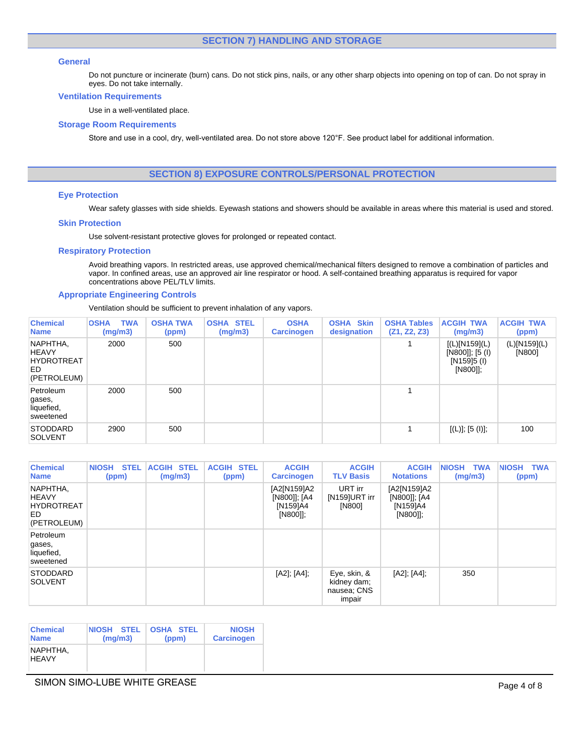## SECTION 7) HANDLING AND STORAGE

### General

Do not puncture or incinerate (burn) cans. Do not stick pins, nails, or any other sharp objects into opening on top of can. Do not spray in eyes. Do not take internally.

### Ventilation Requirements

Use in a well-ventilated place.

### Storage Room Requirements

Store and use in a cool, dry, well-ventilated area. Do not store above 120°F. See product label for additional information.

## SECTION 8) EXPOSURE CONTROLS/PERSONAL PROTECTION

### Eye Protection

Wear safety glasses with side shields. Eyewash stations and showers should be available in areas where this material is used and stored.

### Skin Protection

Use solvent-resistant protective gloves for prolonged or repeated contact.

### Respiratory Protection

Avoid breathing vapors. In restricted areas, use approved chemical/mechanical filters designed to remove a combination of particles and vapor. In confined areas, use an approved air line respirator or hood. A self-contained breathing apparatus is required for vapor concentrations above PEL/TLV limits.

### Appropriate Engineering Controls

Ventilation should be sufficient to prevent inhalation of any vapors.

| Chemical Name | OSHA TWA (mg/m3) | OSHA TWA (ppm) | OSHA STEL (mg/m3) | OSHA Carcinogen | OSHA Skin designation | OSHA Tables (Z1, Z2, Z3) | ACGIH TWA (mg/m3) | ACGIH TWA (ppm) |
|---|---|---|---|---|---|---|---|---|
| NAPHTHA, HEAVY HYDROTREATED (PETROLEUM) | 2000 | 500 | | | | 1 | [(L)[N159](L)[N800]]; [5 (I)[N159]5 (I)[N800]]; | (L)[N159](L)[N800] |
| Petroleum gases, liquefied, sweetened | 2000 | 500 | | | | 1 | | |
| STODDARD SOLVENT | 2900 | 500 | | | | 1 | [(L)]; [5 (I)]; | 100 |

| Chemical Name | NIOSH STEL (ppm) | ACGIH STEL (mg/m3) | ACGIH STEL (ppm) | ACGIH Carcinogen | ACGIH TLV Basis | ACGIH Notations | NIOSH TWA (mg/m3) | NIOSH TWA (ppm) |
|---|---|---|---|---|---|---|---|---|
| NAPHTHA, HEAVY HYDROTREATED (PETROLEUM) | | | | [A2[N159]A2[N800]]; [A4[N159]A4[N800]]; | URT irr[N159]URT irr[N800] | [A2[N159]A2[N800]]; [A4[N159]A4[N800]]; | | |
| Petroleum gases, liquefied, sweetened | | | | | | | | |
| STODDARD SOLVENT | | | | [A2]; [A4]; | Eye, skin, & kidney dam; nausea; CNS impair | [A2]; [A4]; | 350 | |

| Chemical Name | NIOSH STEL (mg/m3) | OSHA STEL (ppm) | NIOSH Carcinogen |
|---|---|---|---|
| NAPHTHA, HEAVY | | | |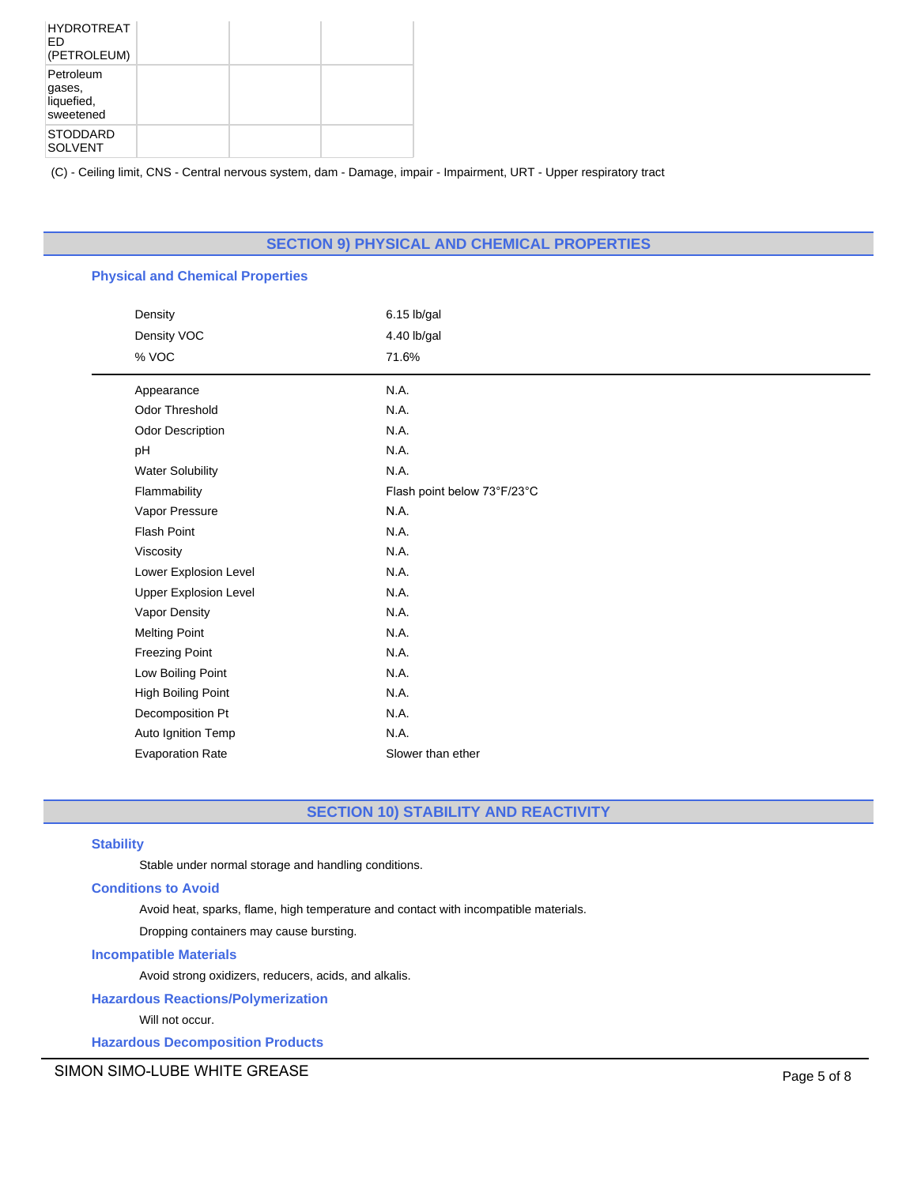| | | | |
|---|---|---|---|
| HYDROTREATED (PETROLEUM) | | | |
| Petroleum gases, liquefied, sweetened | | | |
| STODDARD SOLVENT | | | |

(C) - Ceiling limit, CNS - Central nervous system, dam - Damage, impair - Impairment, URT - Upper respiratory tract

## SECTION 9) PHYSICAL AND CHEMICAL PROPERTIES

### Physical and Chemical Properties

| | |
|---|---|
| Density | 6.15 lb/gal |
| Density VOC | 4.40 lb/gal |
| % VOC | 71.6% |

| | |
|---|---|
| Appearance | N.A. |
| Odor Threshold | N.A. |
| Odor Description | N.A. |
| pH | N.A. |
| Water Solubility | N.A. |
| Flammability | Flash point below 73°F/23°C |
| Vapor Pressure | N.A. |
| Flash Point | N.A. |
| Viscosity | N.A. |
| Lower Explosion Level | N.A. |
| Upper Explosion Level | N.A. |
| Vapor Density | N.A. |
| Melting Point | N.A. |
| Freezing Point | N.A. |
| Low Boiling Point | N.A. |
| High Boiling Point | N.A. |
| Decomposition Pt | N.A. |
| Auto Ignition Temp | N.A. |
| Evaporation Rate | Slower than ether |

## SECTION 10) STABILITY AND REACTIVITY

### Stability

Stable under normal storage and handling conditions.

### Conditions to Avoid

Avoid heat, sparks, flame, high temperature and contact with incompatible materials.

Dropping containers may cause bursting.

### Incompatible Materials

Avoid strong oxidizers, reducers, acids, and alkalis.

### Hazardous Reactions/Polymerization

Will not occur.

### Hazardous Decomposition Products

SIMON SIMO-LUBE WHITE GREASE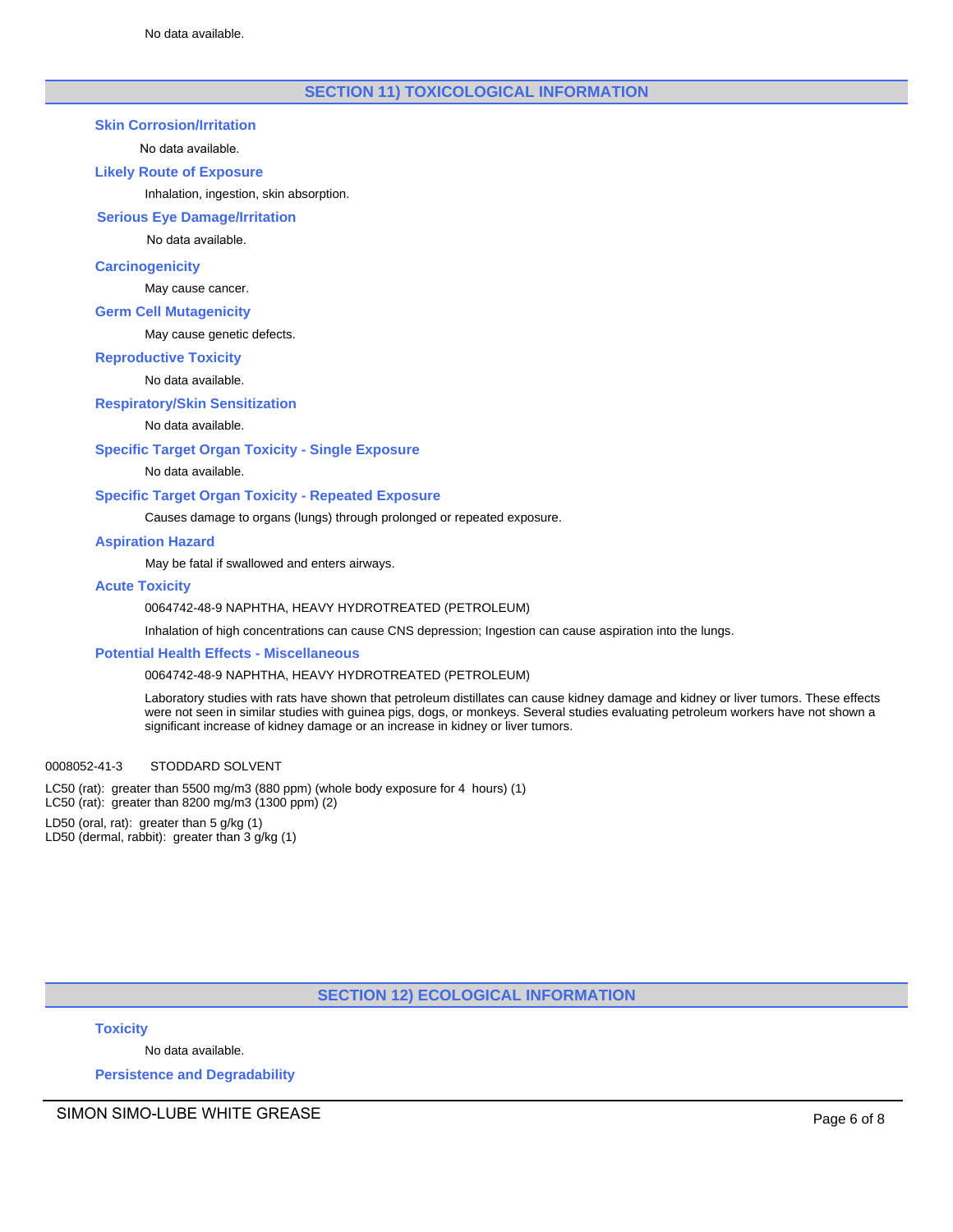No data available.

## SECTION 11) TOXICOLOGICAL INFORMATION

### Skin Corrosion/Irritation

No data available.

### Likely Route of Exposure

Inhalation, ingestion, skin absorption.

### Serious Eye Damage/Irritation

No data available.

### Carcinogenicity

May cause cancer.

### Germ Cell Mutagenicity

May cause genetic defects.

### Reproductive Toxicity

No data available.

### Respiratory/Skin Sensitization

No data available.

### Specific Target Organ Toxicity - Single Exposure

No data available.

### Specific Target Organ Toxicity - Repeated Exposure

Causes damage to organs (lungs) through prolonged or repeated exposure.

### Aspiration Hazard

May be fatal if swallowed and enters airways.

### Acute Toxicity

0064742-48-9 NAPHTHA, HEAVY HYDROTREATED (PETROLEUM)

Inhalation of high concentrations can cause CNS depression; Ingestion can cause aspiration into the lungs.

### Potential Health Effects - Miscellaneous

0064742-48-9 NAPHTHA, HEAVY HYDROTREATED (PETROLEUM)

Laboratory studies with rats have shown that petroleum distillates can cause kidney damage and kidney or liver tumors. These effects were not seen in similar studies with guinea pigs, dogs, or monkeys. Several studies evaluating petroleum workers have not shown a significant increase of kidney damage or an increase in kidney or liver tumors.

0008052-41-3 STODDARD SOLVENT

LC50 (rat): greater than 5500 mg/m3 (880 ppm) (whole body exposure for 4 hours) (1)
LC50 (rat): greater than 8200 mg/m3 (1300 ppm) (2)

LD50 (oral, rat): greater than 5 g/kg (1)
LD50 (dermal, rabbit): greater than 3 g/kg (1)

## SECTION 12) ECOLOGICAL INFORMATION

### Toxicity

No data available.

### Persistence and Degradability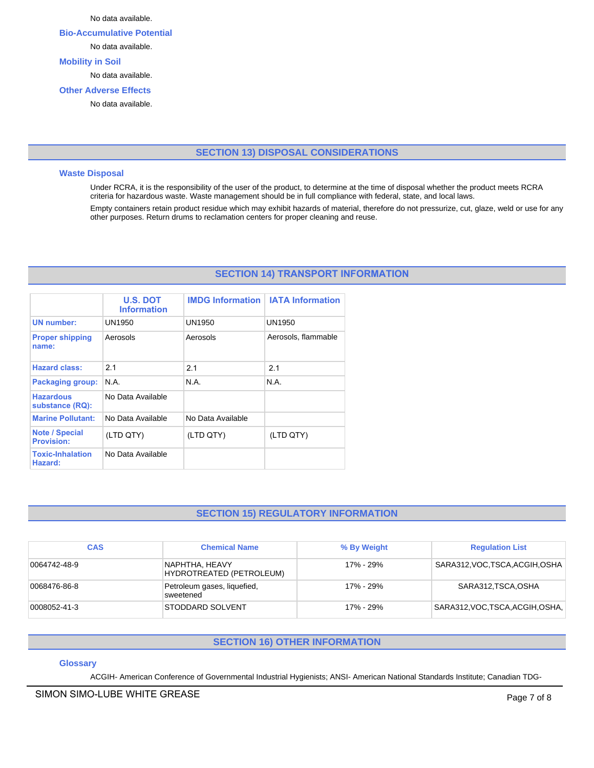No data available.

### Bio-Accumulative Potential

No data available.

### Mobility in Soil

No data available.

### Other Adverse Effects

No data available.

## SECTION 13) DISPOSAL CONSIDERATIONS

### Waste Disposal

Under RCRA, it is the responsibility of the user of the product, to determine at the time of disposal whether the product meets RCRA criteria for hazardous waste. Waste management should be in full compliance with federal, state, and local laws.

Empty containers retain product residue which may exhibit hazards of material, therefore do not pressurize, cut, glaze, weld or use for any other purposes. Return drums to reclamation centers for proper cleaning and reuse.

## SECTION 14) TRANSPORT INFORMATION

| | U.S. DOT Information | IMDG Information | IATA Information |
|---|---|---|---|
| UN number: | UN1950 | UN1950 | UN1950 |
| Proper shipping name: | Aerosols | Aerosols | Aerosols, flammable |
| Hazard class: | 2.1 | 2.1 | 2.1 |
| Packaging group: | N.A. | N.A. | N.A. |
| Hazardous substance (RQ): | No Data Available | | |
| Marine Pollutant: | No Data Available | No Data Available | |
| Note / Special Provision: | (LTD QTY) | (LTD QTY) | (LTD QTY) |
| Toxic-Inhalation Hazard: | No Data Available | | |

## SECTION 15) REGULATORY INFORMATION

| CAS | Chemical Name | % By Weight | Regulation List |
|---|---|---|---|
| 0064742-48-9 | NAPHTHA, HEAVY HYDROTREATED (PETROLEUM) | 17% - 29% | SARA312,VOC,TSCA,ACGIH,OSHA |
| 0068476-86-8 | Petroleum gases, liquefied, sweetened | 17% - 29% | SARA312,TSCA,OSHA |
| 0008052-41-3 | STODDARD SOLVENT | 17% - 29% | SARA312,VOC,TSCA,ACGIH,OSHA, |

## SECTION 16) OTHER INFORMATION

### Glossary

ACGIH- American Conference of Governmental Industrial Hygienists; ANSI- American National Standards Institute; Canadian TDG-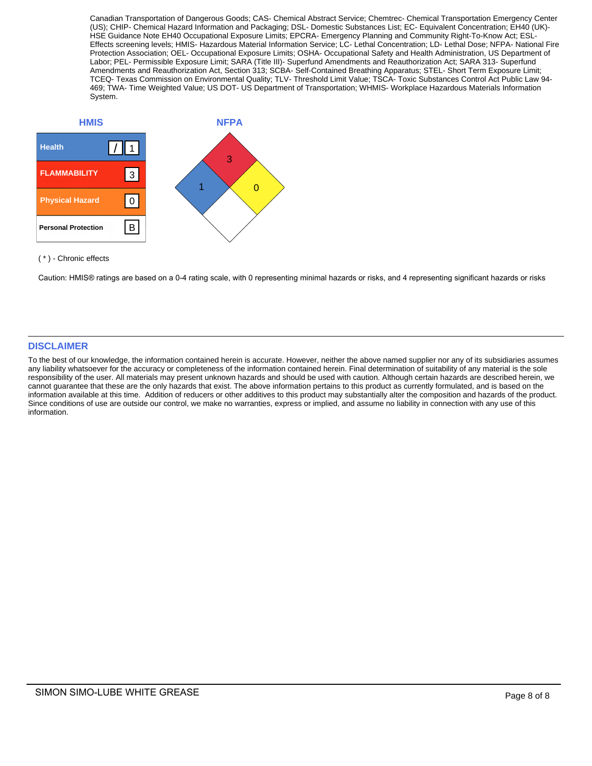Canadian Transportation of Dangerous Goods; CAS- Chemical Abstract Service; Chemtrec- Chemical Transportation Emergency Center (US); CHIP- Chemical Hazard Information and Packaging; DSL- Domestic Substances List; EC- Equivalent Concentration; EH40 (UK)- HSE Guidance Note EH40 Occupational Exposure Limits; EPCRA- Emergency Planning and Community Right-To-Know Act; ESL- Effects screening levels; HMIS- Hazardous Material Information Service; LC- Lethal Concentration; LD- Lethal Dose; NFPA- National Fire Protection Association; OEL- Occupational Exposure Limits; OSHA- Occupational Safety and Health Administration, US Department of Labor; PEL- Permissible Exposure Limit; SARA (Title III)- Superfund Amendments and Reauthorization Act; SARA 313- Superfund Amendments and Reauthorization Act, Section 313; SCBA- Self-Contained Breathing Apparatus; STEL- Short Term Exposure Limit; TCEQ- Texas Commission on Environmental Quality; TLV- Threshold Limit Value; TSCA- Toxic Substances Control Act Public Law 94-469; TWA- Time Weighted Value; US DOT- US Department of Transportation; WHMIS- Workplace Hazardous Materials Information System.

**HMIS**

| | |
|---|---|
| Health | / 1 |
| FLAMMABILITY | 3 |
| Physical Hazard | 0 |
| Personal Protection | B |

**NFPA**

3

1

0

( * ) - Chronic effects

Caution: HMIS® ratings are based on a 0-4 rating scale, with 0 representing minimal hazards or risks, and 4 representing significant hazards or risks

## DISCLAIMER

To the best of our knowledge, the information contained herein is accurate. However, neither the above named supplier nor any of its subsidiaries assumes any liability whatsoever for the accuracy or completeness of the information contained herein. Final determination of suitability of any material is the sole responsibility of the user. All materials may present unknown hazards and should be used with caution. Although certain hazards are described herein, we cannot guarantee that these are the only hazards that exist. The above information pertains to this product as currently formulated, and is based on the information available at this time. Addition of reducers or other additives to this product may substantially alter the composition and hazards of the product. Since conditions of use are outside our control, we make no warranties, express or implied, and assume no liability in connection with any use of this information.